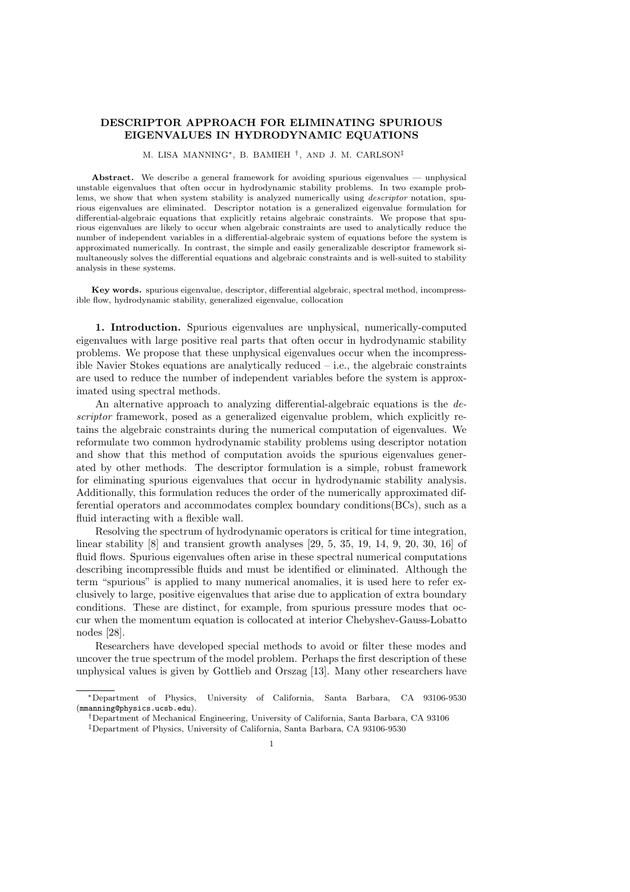# DESCRIPTOR APPROACH FOR ELIMINATING SPURIOUS EIGENVALUES IN HYDRODYNAMIC EQUATIONS

M. LISA MANNING[*], B. BAMIEH [†], AND J. M. CARLSON[‡]

**Abstract.** We describe a general framework for avoiding spurious eigenvalues — unphysical unstable eigenvalues that often occur in hydrodynamic stability problems. In two example problems, we show that when system stability is analyzed numerically using *descriptor* notation, spurious eigenvalues are eliminated. Descriptor notation is a generalized eigenvalue formulation for differential-algebraic equations that explicitly retains algebraic constraints. We propose that spurious eigenvalues are likely to occur when algebraic constraints are used to analytically reduce the number of independent variables in a differential-algebraic system of equations before the system is approximated numerically. In contrast, the simple and easily generalizable descriptor framework simultaneously solves the differential equations and algebraic constraints and is well-suited to stability analysis in these systems.

**Key words.** spurious eigenvalue, descriptor, differential algebraic, spectral method, incompressible flow, hydrodynamic stability, generalized eigenvalue, collocation

## 1. Introduction.

Spurious eigenvalues are unphysical, numerically-computed eigenvalues with large positive real parts that often occur in hydrodynamic stability problems. We propose that these unphysical eigenvalues occur when the incompressible Navier Stokes equations are analytically reduced – i.e., the algebraic constraints are used to reduce the number of independent variables before the system is approximated using spectral methods.

An alternative approach to analyzing differential-algebraic equations is the *descriptor* framework, posed as a generalized eigenvalue problem, which explicitly retains the algebraic constraints during the numerical computation of eigenvalues. We reformulate two common hydrodynamic stability problems using descriptor notation and show that this method of computation avoids the spurious eigenvalues generated by other methods. The descriptor formulation is a simple, robust framework for eliminating spurious eigenvalues that occur in hydrodynamic stability analysis. Additionally, this formulation reduces the order of the numerically approximated differential operators and accommodates complex boundary conditions(BCs), such as a fluid interacting with a flexible wall.

Resolving the spectrum of hydrodynamic operators is critical for time integration, linear stability [8] and transient growth analyses [29, 5, 35, 19, 14, 9, 20, 30, 16] of fluid flows. Spurious eigenvalues often arise in these spectral numerical computations describing incompressible fluids and must be identified or eliminated. Although the term "spurious" is applied to many numerical anomalies, it is used here to refer exclusively to large, positive eigenvalues that arise due to application of extra boundary conditions. These are distinct, for example, from spurious pressure modes that occur when the momentum equation is collocated at interior Chebyshev-Gauss-Lobatto nodes [28].

Researchers have developed special methods to avoid or filter these modes and uncover the true spectrum of the model problem. Perhaps the first description of these unphysical values is given by Gottlieb and Orszag [13]. Many other researchers have

---

[*] Department of Physics, University of California, Santa Barbara, CA 93106-9530 (mmanning@physics.ucsb.edu).

[†] Department of Mechanical Engineering, University of California, Santa Barbara, CA 93106

[‡] Department of Physics, University of California, Santa Barbara, CA 93106-9530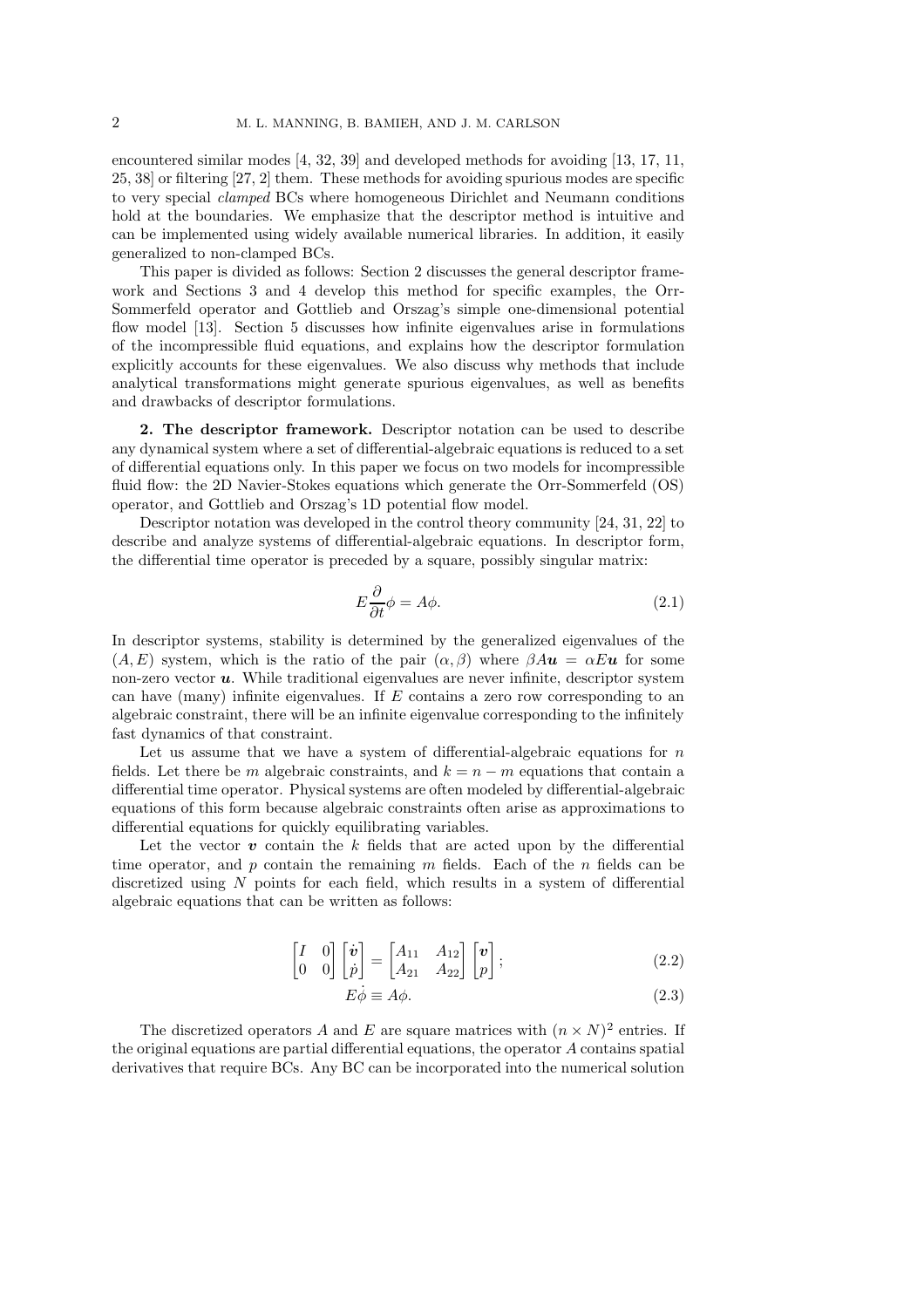encountered similar modes [4, 32, 39] and developed methods for avoiding [13, 17, 11, 25, 38] or filtering [27, 2] them. These methods for avoiding spurious modes are specific to very special *clamped* BCs where homogeneous Dirichlet and Neumann conditions hold at the boundaries. We emphasize that the descriptor method is intuitive and can be implemented using widely available numerical libraries. In addition, it easily generalized to non-clamped BCs.

This paper is divided as follows: Section 2 discusses the general descriptor framework and Sections 3 and 4 develop this method for specific examples, the Orr-Sommerfeld operator and Gottlieb and Orszag's simple one-dimensional potential flow model [13]. Section 5 discusses how infinite eigenvalues arise in formulations of the incompressible fluid equations, and explains how the descriptor formulation explicitly accounts for these eigenvalues. We also discuss why methods that include analytical transformations might generate spurious eigenvalues, as well as benefits and drawbacks of descriptor formulations.

**2. The descriptor framework.** Descriptor notation can be used to describe any dynamical system where a set of differential-algebraic equations is reduced to a set of differential equations only. In this paper we focus on two models for incompressible fluid flow: the 2D Navier-Stokes equations which generate the Orr-Sommerfeld (OS) operator, and Gottlieb and Orszag's 1D potential flow model.

Descriptor notation was developed in the control theory community [24, 31, 22] to describe and analyze systems of differential-algebraic equations. In descriptor form, the differential time operator is preceded by a square, possibly singular matrix:

$$E \frac{\partial}{\partial t} \phi = A\phi. \tag{2.1}$$

In descriptor systems, stability is determined by the generalized eigenvalues of the $(A, E)$ system, which is the ratio of the pair $(\alpha, \beta)$ where $\beta A \boldsymbol{u} = \alpha E \boldsymbol{u}$ for some non-zero vector $\boldsymbol{u}$. While traditional eigenvalues are never infinite, descriptor system can have (many) infinite eigenvalues. If $E$ contains a zero row corresponding to an algebraic constraint, there will be an infinite eigenvalue corresponding to the infinitely fast dynamics of that constraint.

Let us assume that we have a system of differential-algebraic equations for $n$ fields. Let there be $m$ algebraic constraints, and $k = n - m$ equations that contain a differential time operator. Physical systems are often modeled by differential-algebraic equations of this form because algebraic constraints often arise as approximations to differential equations for quickly equilibrating variables.

Let the vector $\boldsymbol{v}$ contain the $k$ fields that are acted upon by the differential time operator, and $p$ contain the remaining $m$ fields. Each of the $n$ fields can be discretized using $N$ points for each field, which results in a system of differential algebraic equations that can be written as follows:

$$\begin{bmatrix} I & 0 \\ 0 & 0 \end{bmatrix} \begin{bmatrix} \dot{\boldsymbol{v}} \\ \dot{p} \end{bmatrix} = \begin{bmatrix} A_{11} & A_{12} \\ A_{21} & A_{22} \end{bmatrix} \begin{bmatrix} \boldsymbol{v} \\ p \end{bmatrix}; \tag{2.2}$$

$$E\dot{\phi} \equiv A\phi. \tag{2.3}$$

The discretized operators $A$ and $E$ are square matrices with $(n \times N)^2$ entries. If the original equations are partial differential equations, the operator $A$ contains spatial derivatives that require BCs. Any BC can be incorporated into the numerical solution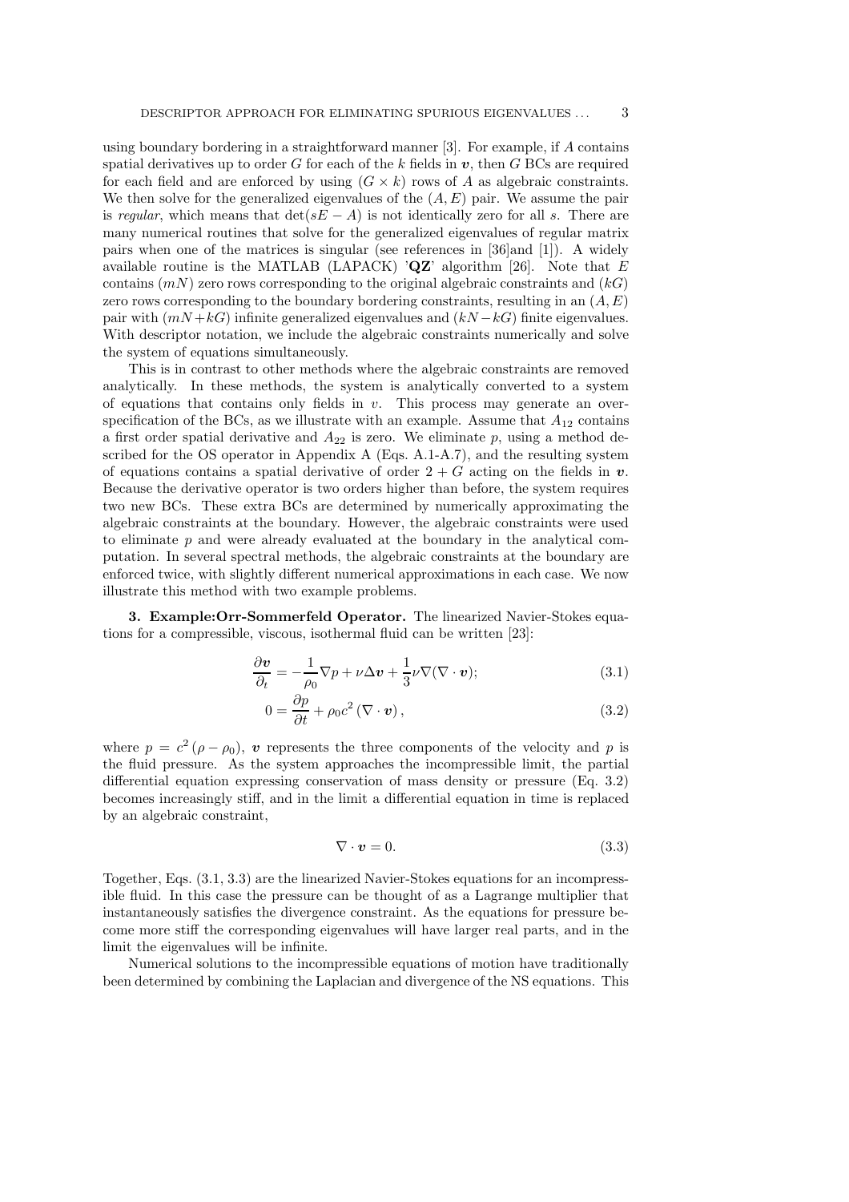using boundary bordering in a straightforward manner [3]. For example, if $A$ contains spatial derivatives up to order $G$ for each of the $k$ fields in $\boldsymbol{v}$, then $G$ BCs are required for each field and are enforced by using $(G \times k)$ rows of $A$ as algebraic constraints. We then solve for the generalized eigenvalues of the $(A, E)$ pair. We assume the pair is *regular*, which means that $\det(sE - A)$ is not identically zero for all $s$. There are many numerical routines that solve for the generalized eigenvalues of regular matrix pairs when one of the matrices is singular (see references in [36]and [1]). A widely available routine is the MATLAB (LAPACK) '**QZ**' algorithm [26]. Note that $E$ contains $(mN)$ zero rows corresponding to the original algebraic constraints and $(kG)$ zero rows corresponding to the boundary bordering constraints, resulting in an $(A, E)$ pair with $(mN + kG)$ infinite generalized eigenvalues and $(kN - kG)$ finite eigenvalues. With descriptor notation, we include the algebraic constraints numerically and solve the system of equations simultaneously.

This is in contrast to other methods where the algebraic constraints are removed analytically. In these methods, the system is analytically converted to a system of equations that contains only fields in $v$. This process may generate an over-specification of the BCs, as we illustrate with an example. Assume that $A_{12}$ contains a first order spatial derivative and $A_{22}$ is zero. We eliminate $p$, using a method described for the OS operator in Appendix A (Eqs. A.1-A.7), and the resulting system of equations contains a spatial derivative of order $2 + G$ acting on the fields in $\boldsymbol{v}$. Because the derivative operator is two orders higher than before, the system requires two new BCs. These extra BCs are determined by numerically approximating the algebraic constraints at the boundary. However, the algebraic constraints were used to eliminate $p$ and were already evaluated at the boundary in the analytical computation. In several spectral methods, the algebraic constraints at the boundary are enforced twice, with slightly different numerical approximations in each case. We now illustrate this method with two example problems.

**3. Example:Orr-Sommerfeld Operator.** The linearized Navier-Stokes equations for a compressible, viscous, isothermal fluid can be written [23]:

$$\frac{\partial \boldsymbol{v}}{\partial_t} = -\frac{1}{\rho_0}\nabla p + \nu \Delta \boldsymbol{v} + \frac{1}{3}\nu \nabla(\nabla \cdot \boldsymbol{v}); \tag{3.1}$$

$$0 = \frac{\partial p}{\partial t} + \rho_0 c^2 \left(\nabla \cdot \boldsymbol{v}\right), \tag{3.2}$$

where $p = c^2 (\rho - \rho_0)$, $\boldsymbol{v}$ represents the three components of the velocity and $p$ is the fluid pressure. As the system approaches the incompressible limit, the partial differential equation expressing conservation of mass density or pressure (Eq. 3.2) becomes increasingly stiff, and in the limit a differential equation in time is replaced by an algebraic constraint,

$$\nabla \cdot \boldsymbol{v} = 0. \tag{3.3}$$

Together, Eqs. (3.1, 3.3) are the linearized Navier-Stokes equations for an incompressible fluid. In this case the pressure can be thought of as a Lagrange multiplier that instantaneously satisfies the divergence constraint. As the equations for pressure become more stiff the corresponding eigenvalues will have larger real parts, and in the limit the eigenvalues will be infinite.

Numerical solutions to the incompressible equations of motion have traditionally been determined by combining the Laplacian and divergence of the NS equations. This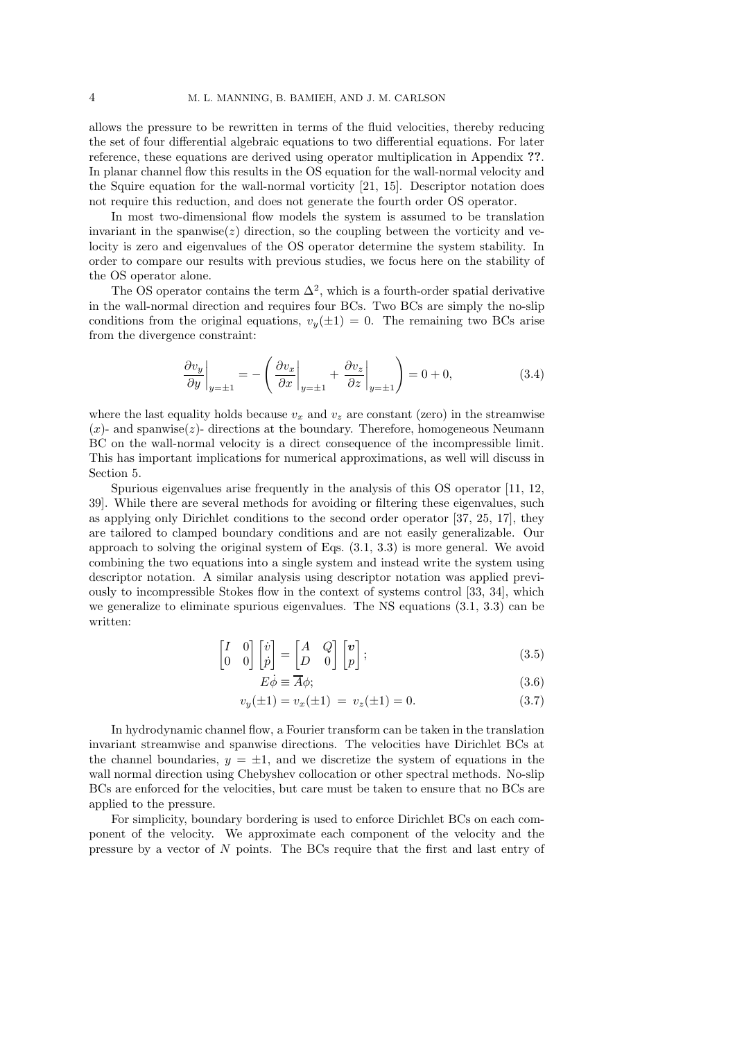allows the pressure to be rewritten in terms of the fluid velocities, thereby reducing the set of four differential algebraic equations to two differential equations. For later reference, these equations are derived using operator multiplication in Appendix **??**. In planar channel flow this results in the OS equation for the wall-normal velocity and the Squire equation for the wall-normal vorticity [21, 15]. Descriptor notation does not require this reduction, and does not generate the fourth order OS operator.

In most two-dimensional flow models the system is assumed to be translation invariant in the spanwise($z$) direction, so the coupling between the vorticity and velocity is zero and eigenvalues of the OS operator determine the system stability. In order to compare our results with previous studies, we focus here on the stability of the OS operator alone.

The OS operator contains the term $\Delta^2$, which is a fourth-order spatial derivative in the wall-normal direction and requires four BCs. Two BCs are simply the no-slip conditions from the original equations, $v_y(\pm 1) = 0$. The remaining two BCs arise from the divergence constraint:

$$\left.\frac{\partial v_y}{\partial y}\right|_{y=\pm 1} = -\left( \left.\frac{\partial v_x}{\partial x}\right|_{y=\pm 1} + \left.\frac{\partial v_z}{\partial z}\right|_{y=\pm 1} \right) = 0 + 0, \tag{3.4}$$

where the last equality holds because $v_x$ and $v_z$ are constant (zero) in the streamwise ($x$)- and spanwise($z$)- directions at the boundary. Therefore, homogeneous Neumann BC on the wall-normal velocity is a direct consequence of the incompressible limit. This has important implications for numerical approximations, as well will discuss in Section 5.

Spurious eigenvalues arise frequently in the analysis of this OS operator [11, 12, 39]. While there are several methods for avoiding or filtering these eigenvalues, such as applying only Dirichlet conditions to the second order operator [37, 25, 17], they are tailored to clamped boundary conditions and are not easily generalizable. Our approach to solving the original system of Eqs. (3.1, 3.3) is more general. We avoid combining the two equations into a single system and instead write the system using descriptor notation. A similar analysis using descriptor notation was applied previously to incompressible Stokes flow in the context of systems control [33, 34], which we generalize to eliminate spurious eigenvalues. The NS equations (3.1, 3.3) can be written:

$$\begin{bmatrix} I & 0 \\ 0 & 0 \end{bmatrix} \begin{bmatrix} \dot{v} \\ \dot{p} \end{bmatrix} = \begin{bmatrix} A & Q \\ D & 0 \end{bmatrix} \begin{bmatrix} \boldsymbol{v} \\ p \end{bmatrix}; \tag{3.5}$$

$$E\dot{\phi} \equiv \overline{A}\phi; \tag{3.6}$$

$$v_y(\pm 1) = v_x(\pm 1) \ = \ v_z(\pm 1) = 0. \tag{3.7}$$

In hydrodynamic channel flow, a Fourier transform can be taken in the translation invariant streamwise and spanwise directions. The velocities have Dirichlet BCs at the channel boundaries, $y = \pm 1$, and we discretize the system of equations in the wall normal direction using Chebyshev collocation or other spectral methods. No-slip BCs are enforced for the velocities, but care must be taken to ensure that no BCs are applied to the pressure.

For simplicity, boundary bordering is used to enforce Dirichlet BCs on each component of the velocity. We approximate each component of the velocity and the pressure by a vector of $N$ points. The BCs require that the first and last entry of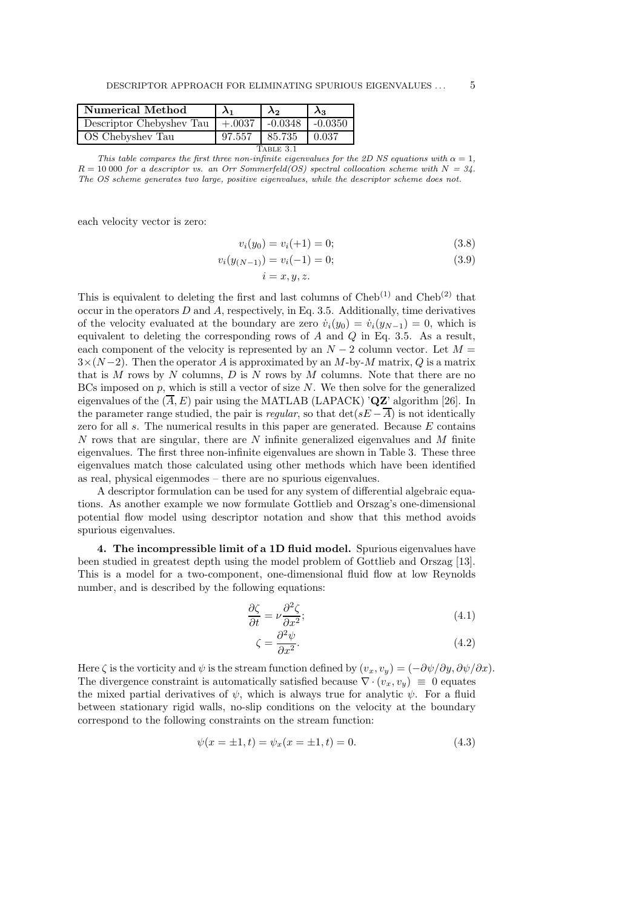| Numerical Method | $\lambda_1$ | $\lambda_2$ | $\lambda_3$ |
|---|---|---|---|
| Descriptor Chebyshev Tau | +.0037 | -0.0348 | -0.0350 |
| OS Chebyshev Tau | 97.557 | 85.735 | 0.037 |

TABLE 3.1

*This table compares the first three non-infinite eigenvalues for the 2D NS equations with $\alpha = 1$, $R = 10\,000$ for a descriptor vs. an Orr Sommerfeld(OS) spectral collocation scheme with $N = 34$. The OS scheme generates two large, positive eigenvalues, while the descriptor scheme does not.*

each velocity vector is zero:

$$v_i(y_0) = v_i(+1) = 0; \tag{3.8}$$

$$v_i(y_{(N-1)}) = v_i(-1) = 0; \tag{3.9}$$

$$i = x, y, z.$$

This is equivalent to deleting the first and last columns of $\text{Cheb}^{(1)}$ and $\text{Cheb}^{(2)}$ that occur in the operators $D$ and $A$, respectively, in Eq. 3.5. Additionally, time derivatives of the velocity evaluated at the boundary are zero $\dot{v}_i(y_0) = \dot{v}_i(y_{N-1}) = 0$, which is equivalent to deleting the corresponding rows of $A$ and $Q$ in Eq. 3.5. As a result, each component of the velocity is represented by an $N-2$ column vector. Let $M = 3\times(N-2)$. Then the operator $A$ is approximated by an $M$-by-$M$ matrix, $Q$ is a matrix that is $M$ rows by $N$ columns, $D$ is $N$ rows by $M$ columns. Note that there are no BCs imposed on $p$, which is still a vector of size $N$. We then solve for the generalized eigenvalues of the $(\overline{A}, E)$ pair using the MATLAB (LAPACK) '**QZ**' algorithm [26]. In the parameter range studied, the pair is *regular*, so that $\det(sE - \overline{A})$ is not identically zero for all $s$. The numerical results in this paper are generated. Because $E$ contains $N$ rows that are singular, there are $N$ infinite generalized eigenvalues and $M$ finite eigenvalues. The first three non-infinite eigenvalues are shown in Table 3. These three eigenvalues match those calculated using other methods which have been identified as real, physical eigenmodes – there are no spurious eigenvalues.

A descriptor formulation can be used for any system of differential algebraic equations. As another example we now formulate Gottlieb and Orszag's one-dimensional potential flow model using descriptor notation and show that this method avoids spurious eigenvalues.

**4. The incompressible limit of a 1D fluid model.** Spurious eigenvalues have been studied in greatest depth using the model problem of Gottlieb and Orszag [13]. This is a model for a two-component, one-dimensional fluid flow at low Reynolds number, and is described by the following equations:

$$\frac{\partial \zeta}{\partial t} = \nu \frac{\partial^2 \zeta}{\partial x^2}; \tag{4.1}$$

$$\zeta = \frac{\partial^2 \psi}{\partial x^2}. \tag{4.2}$$

Here $\zeta$ is the vorticity and $\psi$ is the stream function defined by $(v_x, v_y) = (-\partial\psi/\partial y, \partial\psi/\partial x)$. The divergence constraint is automatically satisfied because $\nabla \cdot (v_x, v_y) \equiv 0$ equates the mixed partial derivatives of $\psi$, which is always true for analytic $\psi$. For a fluid between stationary rigid walls, no-slip conditions on the velocity at the boundary correspond to the following constraints on the stream function:

$$\psi(x = \pm 1, t) = \psi_x(x = \pm 1, t) = 0. \tag{4.3}$$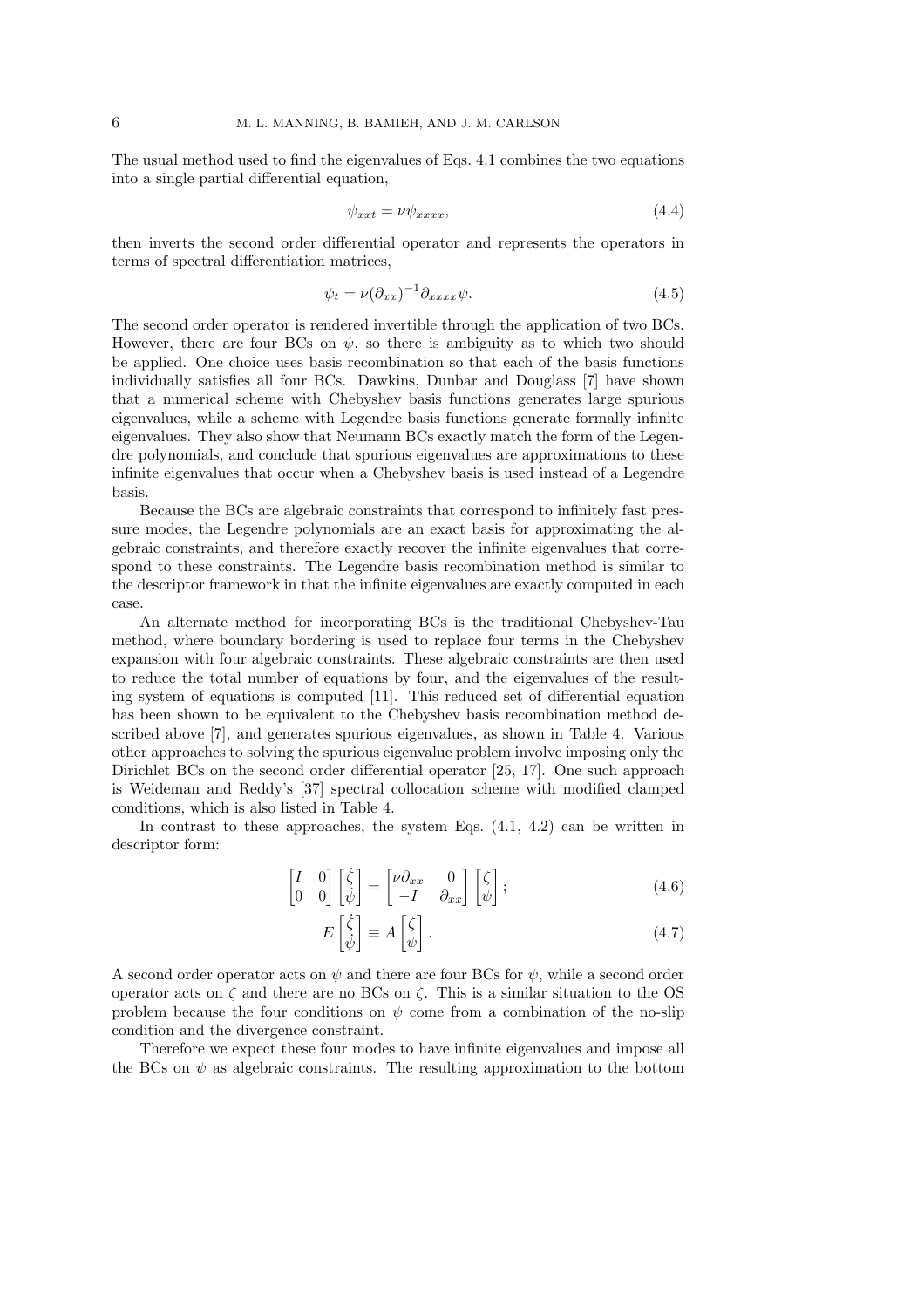The usual method used to find the eigenvalues of Eqs. 4.1 combines the two equations into a single partial differential equation,

$$\psi_{xxt} = \nu \psi_{xxxx}, \tag{4.4}$$

then inverts the second order differential operator and represents the operators in terms of spectral differentiation matrices,

$$\psi_t = \nu (\partial_{xx})^{-1} \partial_{xxxx} \psi. \tag{4.5}$$

The second order operator is rendered invertible through the application of two BCs. However, there are four BCs on $\psi$, so there is ambiguity as to which two should be applied. One choice uses basis recombination so that each of the basis functions individually satisfies all four BCs. Dawkins, Dunbar and Douglass [7] have shown that a numerical scheme with Chebyshev basis functions generates large spurious eigenvalues, while a scheme with Legendre basis functions generate formally infinite eigenvalues. They also show that Neumann BCs exactly match the form of the Legendre polynomials, and conclude that spurious eigenvalues are approximations to these infinite eigenvalues that occur when a Chebyshev basis is used instead of a Legendre basis.

Because the BCs are algebraic constraints that correspond to infinitely fast pressure modes, the Legendre polynomials are an exact basis for approximating the algebraic constraints, and therefore exactly recover the infinite eigenvalues that correspond to these constraints. The Legendre basis recombination method is similar to the descriptor framework in that the infinite eigenvalues are exactly computed in each case.

An alternate method for incorporating BCs is the traditional Chebyshev-Tau method, where boundary bordering is used to replace four terms in the Chebyshev expansion with four algebraic constraints. These algebraic constraints are then used to reduce the total number of equations by four, and the eigenvalues of the resulting system of equations is computed [11]. This reduced set of differential equation has been shown to be equivalent to the Chebyshev basis recombination method described above [7], and generates spurious eigenvalues, as shown in Table 4. Various other approaches to solving the spurious eigenvalue problem involve imposing only the Dirichlet BCs on the second order differential operator [25, 17]. One such approach is Weideman and Reddy's [37] spectral collocation scheme with modified clamped conditions, which is also listed in Table 4.

In contrast to these approaches, the system Eqs. (4.1, 4.2) can be written in descriptor form:

$$\begin{bmatrix} I & 0 \\ 0 & 0 \end{bmatrix} \begin{bmatrix} \dot{\zeta} \\ \dot{\psi} \end{bmatrix} = \begin{bmatrix} \nu\partial_{xx} & 0 \\ -I & \partial_{xx} \end{bmatrix} \begin{bmatrix} \zeta \\ \psi \end{bmatrix}; \tag{4.6}$$

$$E \begin{bmatrix} \dot{\zeta} \\ \dot{\psi} \end{bmatrix} \equiv A \begin{bmatrix} \zeta \\ \psi \end{bmatrix}. \tag{4.7}$$

A second order operator acts on $\psi$ and there are four BCs for $\psi$, while a second order operator acts on $\zeta$ and there are no BCs on $\zeta$. This is a similar situation to the OS problem because the four conditions on $\psi$ come from a combination of the no-slip condition and the divergence constraint.

Therefore we expect these four modes to have infinite eigenvalues and impose all the BCs on $\psi$ as algebraic constraints. The resulting approximation to the bottom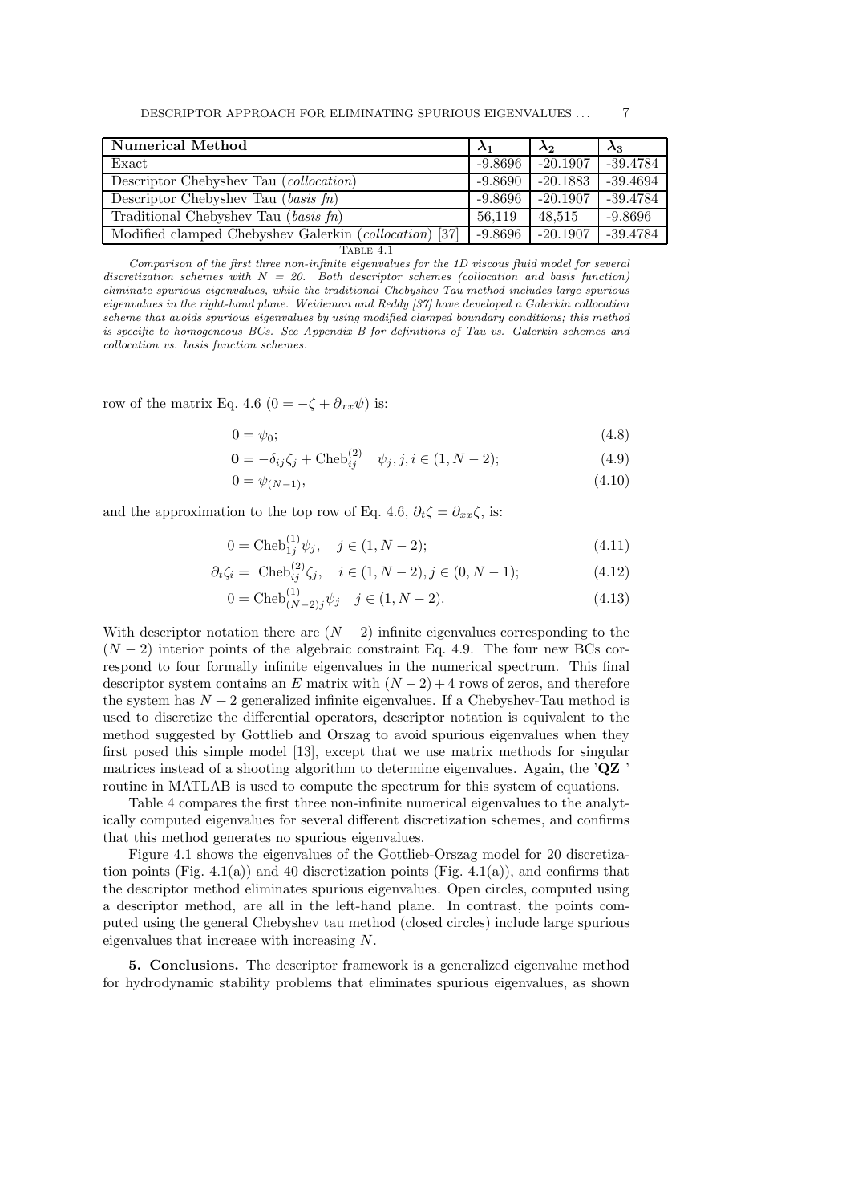| **Numerical Method** | $\lambda_1$ | $\lambda_2$ | $\lambda_3$ |
|---|---|---|---|
| Exact | -9.8696 | -20.1907 | -39.4784 |
| Descriptor Chebyshev Tau (*collocation*) | -9.8690 | -20.1883 | -39.4694 |
| Descriptor Chebyshev Tau (*basis fn*) | -9.8696 | -20.1907 | -39.4784 |
| Traditional Chebyshev Tau (*basis fn*) | 56,119 | 48,515 | -9.8696 |
| Modified clamped Chebyshev Galerkin (*collocation*) [37] | -9.8696 | -20.1907 | -39.4784 |

Table 4.1

*Comparison of the first three non-infinite eigenvalues for the 1D viscous fluid model for several discretization schemes with N = 20. Both descriptor schemes (collocation and basis function) eliminate spurious eigenvalues, while the traditional Chebyshev Tau method includes large spurious eigenvalues in the right-hand plane. Weideman and Reddy [37] have developed a Galerkin collocation scheme that avoids spurious eigenvalues by using modified clamped boundary conditions; this method is specific to homogeneous BCs. See Appendix B for definitions of Tau vs. Galerkin schemes and collocation vs. basis function schemes.*

row of the matrix Eq. 4.6 ($0 = -\zeta + \partial_{xx}\psi$) is:

$$0 = \psi_0; \tag{4.8}$$

$$\mathbf{0} = -\delta_{ij}\zeta_j + \mathrm{Cheb}^{(2)}_{ij} \quad \psi_j, j, i \in (1, N-2); \tag{4.9}$$

$$0 = \psi_{(N-1)}, \tag{4.10}$$

and the approximation to the top row of Eq. 4.6, $\partial_t\zeta = \partial_{xx}\zeta$, is:

$$0 = \mathrm{Cheb}^{(1)}_{1j}\psi_j, \quad j \in (1, N-2); \tag{4.11}$$

$$\partial_t\zeta_i = \ \mathrm{Cheb}^{(2)}_{ij}\zeta_j, \quad i \in (1, N-2), j \in (0, N-1); \tag{4.12}$$

$$0 = \mathrm{Cheb}^{(1)}_{(N-2)j}\psi_j \quad j \in (1, N-2). \tag{4.13}$$

With descriptor notation there are $(N-2)$ infinite eigenvalues corresponding to the $(N-2)$ interior points of the algebraic constraint Eq. 4.9. The four new BCs correspond to four formally infinite eigenvalues in the numerical spectrum. This final descriptor system contains an $E$ matrix with $(N-2)+4$ rows of zeros, and therefore the system has $N+2$ generalized infinite eigenvalues. If a Chebyshev-Tau method is used to discretize the differential operators, descriptor notation is equivalent to the method suggested by Gottlieb and Orszag to avoid spurious eigenvalues when they first posed this simple model [13], except that we use matrix methods for singular matrices instead of a shooting algorithm to determine eigenvalues. Again, the '**QZ** ' routine in MATLAB is used to compute the spectrum for this system of equations.

Table 4 compares the first three non-infinite numerical eigenvalues to the analytically computed eigenvalues for several different discretization schemes, and confirms that this method generates no spurious eigenvalues.

Figure 4.1 shows the eigenvalues of the Gottlieb-Orszag model for 20 discretization points (Fig. 4.1(a)) and 40 discretization points (Fig. 4.1(a)), and confirms that the descriptor method eliminates spurious eigenvalues. Open circles, computed using a descriptor method, are all in the left-hand plane. In contrast, the points computed using the general Chebyshev tau method (closed circles) include large spurious eigenvalues that increase with increasing $N$.

**5. Conclusions.** The descriptor framework is a generalized eigenvalue method for hydrodynamic stability problems that eliminates spurious eigenvalues, as shown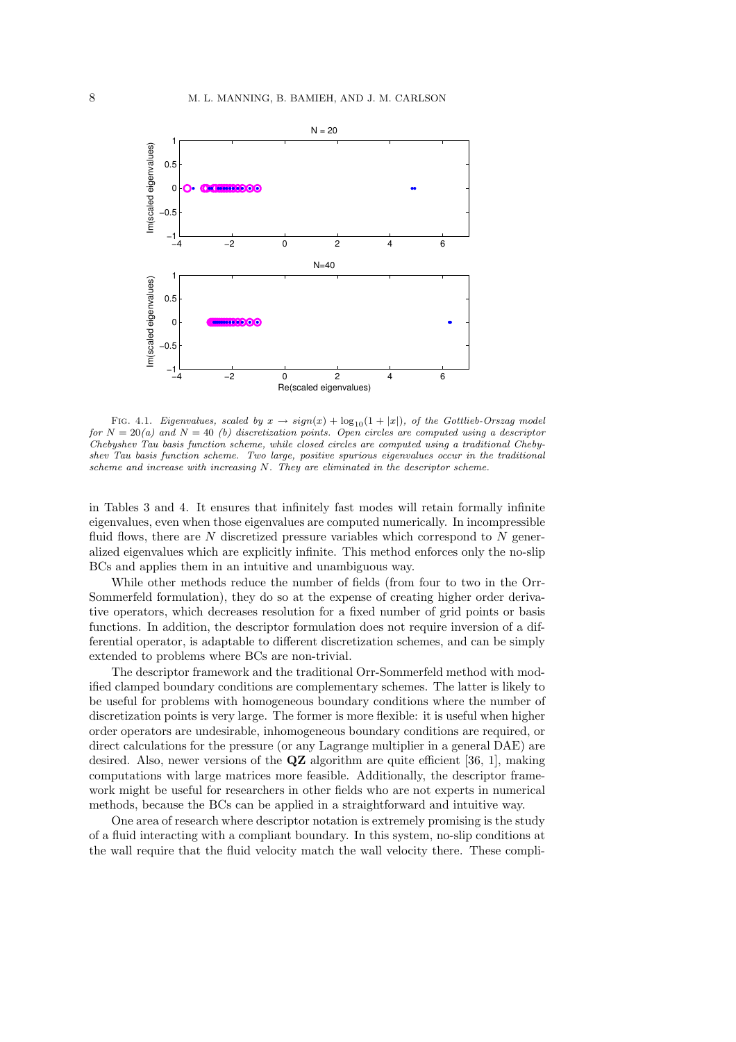Fig. 4.1. *Eigenvalues, scaled by $x \to sign(x) + \log_{10}(1 + |x|)$, of the Gottlieb-Orszag model for $N = 20$(a) and $N = 40$ (b) discretization points. Open circles are computed using a descriptor Chebyshev Tau basis function scheme, while closed circles are computed using a traditional Chebyshev Tau basis function scheme. Two large, positive spurious eigenvalues occur in the traditional scheme and increase with increasing $N$. They are eliminated in the descriptor scheme.*

in Tables 3 and 4. It ensures that infinitely fast modes will retain formally infinite eigenvalues, even when those eigenvalues are computed numerically. In incompressible fluid flows, there are $N$ discretized pressure variables which correspond to $N$ generalized eigenvalues which are explicitly infinite. This method enforces only the no-slip BCs and applies them in an intuitive and unambiguous way.

While other methods reduce the number of fields (from four to two in the Orr-Sommerfeld formulation), they do so at the expense of creating higher order derivative operators, which decreases resolution for a fixed number of grid points or basis functions. In addition, the descriptor formulation does not require inversion of a differential operator, is adaptable to different discretization schemes, and can be simply extended to problems where BCs are non-trivial.

The descriptor framework and the traditional Orr-Sommerfeld method with modified clamped boundary conditions are complementary schemes. The latter is likely to be useful for problems with homogeneous boundary conditions where the number of discretization points is very large. The former is more flexible: it is useful when higher order operators are undesirable, inhomogeneous boundary conditions are required, or direct calculations for the pressure (or any Lagrange multiplier in a general DAE) are desired. Also, newer versions of the **QZ** algorithm are quite efficient [36, 1], making computations with large matrices more feasible. Additionally, the descriptor framework might be useful for researchers in other fields who are not experts in numerical methods, because the BCs can be applied in a straightforward and intuitive way.

One area of research where descriptor notation is extremely promising is the study of a fluid interacting with a compliant boundary. In this system, no-slip conditions at the wall require that the fluid velocity match the wall velocity there. These compli-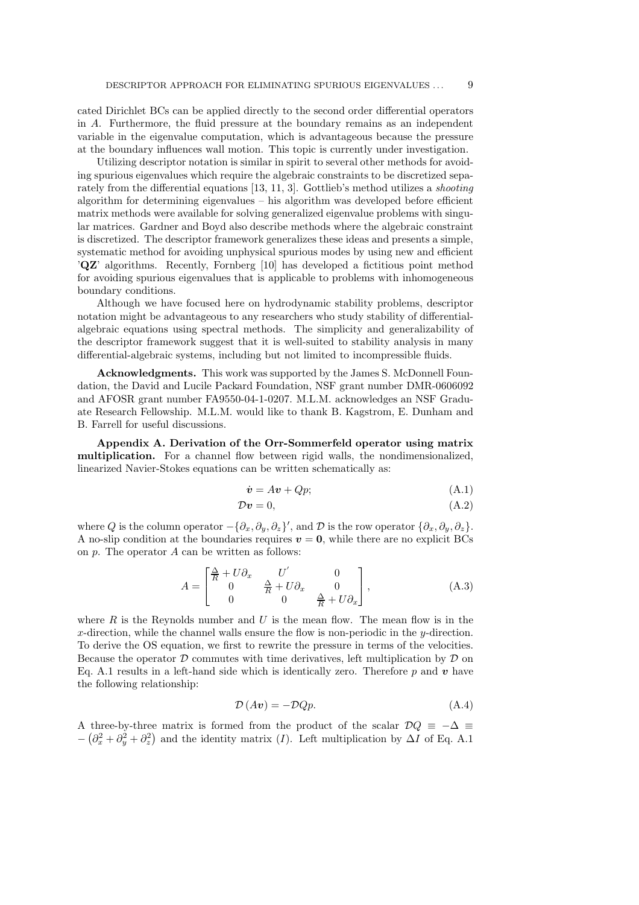cated Dirichlet BCs can be applied directly to the second order differential operators in $A$. Furthermore, the fluid pressure at the boundary remains as an independent variable in the eigenvalue computation, which is advantageous because the pressure at the boundary influences wall motion. This topic is currently under investigation.

Utilizing descriptor notation is similar in spirit to several other methods for avoiding spurious eigenvalues which require the algebraic constraints to be discretized separately from the differential equations [13, 11, 3]. Gottlieb's method utilizes a *shooting* algorithm for determining eigenvalues – his algorithm was developed before efficient matrix methods were available for solving generalized eigenvalue problems with singular matrices. Gardner and Boyd also describe methods where the algebraic constraint is discretized. The descriptor framework generalizes these ideas and presents a simple, systematic method for avoiding unphysical spurious modes by using new and efficient '**QZ**' algorithms. Recently, Fornberg [10] has developed a fictitious point method for avoiding spurious eigenvalues that is applicable to problems with inhomogeneous boundary conditions.

Although we have focused here on hydrodynamic stability problems, descriptor notation might be advantageous to any researchers who study stability of differential-algebraic equations using spectral methods. The simplicity and generalizability of the descriptor framework suggest that it is well-suited to stability analysis in many differential-algebraic systems, including but not limited to incompressible fluids.

**Acknowledgments.** This work was supported by the James S. McDonnell Foundation, the David and Lucile Packard Foundation, NSF grant number DMR-0606092 and AFOSR grant number FA9550-04-1-0207. M.L.M. acknowledges an NSF Graduate Research Fellowship. M.L.M. would like to thank B. Kagstrom, E. Dunham and B. Farrell for useful discussions.

**Appendix A. Derivation of the Orr-Sommerfeld operator using matrix multiplication.** For a channel flow between rigid walls, the nondimensionalized, linearized Navier-Stokes equations can be written schematically as:

$$\dot{\boldsymbol{v}} = A\boldsymbol{v} + Qp; \tag{A.1}$$

$$\mathcal{D}\boldsymbol{v} = 0, \tag{A.2}$$

where $Q$ is the column operator $-\{\partial_x, \partial_y, \partial_z\}'$, and $\mathcal{D}$ is the row operator $\{\partial_x, \partial_y, \partial_z\}$. A no-slip condition at the boundaries requires $\boldsymbol{v} = \boldsymbol{0}$, while there are no explicit BCs on $p$. The operator $A$ can be written as follows:

$$A = \begin{bmatrix} \frac{\Delta}{R} + U\partial_x & U^{'} & 0 \\ 0 & \frac{\Delta}{R} + U\partial_x & 0 \\ 0 & 0 & \frac{\Delta}{R} + U\partial_x \end{bmatrix}, \tag{A.3}$$

where $R$ is the Reynolds number and $U$ is the mean flow. The mean flow is in the $x$-direction, while the channel walls ensure the flow is non-periodic in the $y$-direction. To derive the OS equation, we first to rewrite the pressure in terms of the velocities. Because the operator $\mathcal{D}$ commutes with time derivatives, left multiplication by $\mathcal{D}$ on Eq. A.1 results in a left-hand side which is identically zero. Therefore $p$ and $\boldsymbol{v}$ have the following relationship:

$$\mathcal{D}\left(A\boldsymbol{v}\right) = -\mathcal{D}Qp. \tag{A.4}$$

A three-by-three matrix is formed from the product of the scalar $\mathcal{D}Q \equiv -\Delta \equiv -\left(\partial_x^2 + \partial_y^2 + \partial_z^2\right)$ and the identity matrix ($I$). Left multiplication by $\Delta I$ of Eq. A.1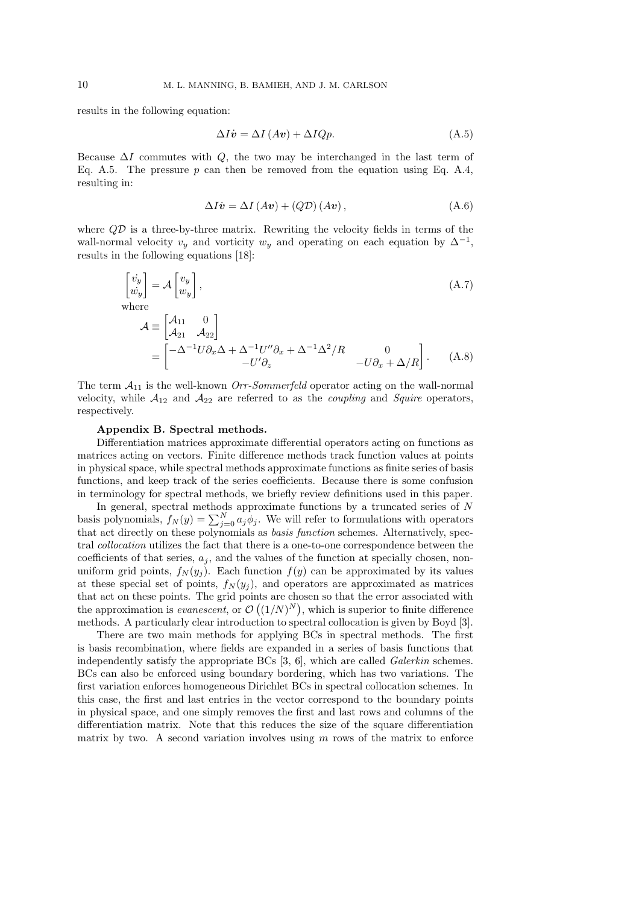results in the following equation:

$$\Delta I \dot{\boldsymbol{v}} = \Delta I \left( A \boldsymbol{v} \right) + \Delta I Q p. \tag{A.5}$$

Because $\Delta I$ commutes with $Q$, the two may be interchanged in the last term of Eq. A.5. The pressure $p$ can then be removed from the equation using Eq. A.4, resulting in:

$$\Delta I \dot{\boldsymbol{v}} = \Delta I \left( A \boldsymbol{v} \right) + \left( Q \mathcal{D} \right) \left( A \boldsymbol{v} \right), \tag{A.6}$$

where $Q\mathcal{D}$ is a three-by-three matrix. Rewriting the velocity fields in terms of the wall-normal velocity $v_y$ and vorticity $w_y$ and operating on each equation by $\Delta^{-1}$, results in the following equations [18]:

$$\begin{bmatrix} \dot{v_y} \\ \dot{w_y} \end{bmatrix} = \mathcal{A} \begin{bmatrix} v_y \\ w_y \end{bmatrix}, \tag{A.7}$$

where

$$\begin{aligned} \mathcal{A} &\equiv \begin{bmatrix} \mathcal{A}_{11} & 0 \\ \mathcal{A}_{21} & \mathcal{A}_{22} \end{bmatrix} \\ &= \begin{bmatrix} -\Delta^{-1} U \partial_x \Delta + \Delta^{-1} U'' \partial_x + \Delta^{-1} \Delta^2 / R & 0 \\ -U' \partial_z & -U \partial_x + \Delta / R \end{bmatrix}. \end{aligned} \tag{A.8}$$

The term $\mathcal{A}_{11}$ is the well-known *Orr-Sommerfeld* operator acting on the wall-normal velocity, while $\mathcal{A}_{12}$ and $\mathcal{A}_{22}$ are referred to as the *coupling* and *Squire* operators, respectively.

## Appendix B. Spectral methods.

Differentiation matrices approximate differential operators acting on functions as matrices acting on vectors. Finite difference methods track function values at points in physical space, while spectral methods approximate functions as finite series of basis functions, and keep track of the series coefficients. Because there is some confusion in terminology for spectral methods, we briefly review definitions used in this paper.

In general, spectral methods approximate functions by a truncated series of $N$ basis polynomials, $f_N(y) = \sum_{j=0}^{N} a_j \phi_j$. We will refer to formulations with operators that act directly on these polynomials as *basis function* schemes. Alternatively, spectral *collocation* utilizes the fact that there is a one-to-one correspondence between the coefficients of that series, $a_j$, and the values of the function at specially chosen, non-uniform grid points, $f_N(y_j)$. Each function $f(y)$ can be approximated by its values at these special set of points, $f_N(y_j)$, and operators are approximated as matrices that act on these points. The grid points are chosen so that the error associated with the approximation is *evanescent*, or $\mathcal{O}\left((1/N)^N\right)$, which is superior to finite difference methods. A particularly clear introduction to spectral collocation is given by Boyd [3].

There are two main methods for applying BCs in spectral methods. The first is basis recombination, where fields are expanded in a series of basis functions that independently satisfy the appropriate BCs [3, 6], which are called *Galerkin* schemes. BCs can also be enforced using boundary bordering, which has two variations. The first variation enforces homogeneous Dirichlet BCs in spectral collocation schemes. In this case, the first and last entries in the vector correspond to the boundary points in physical space, and one simply removes the first and last rows and columns of the differentiation matrix. Note that this reduces the size of the square differentiation matrix by two. A second variation involves using $m$ rows of the matrix to enforce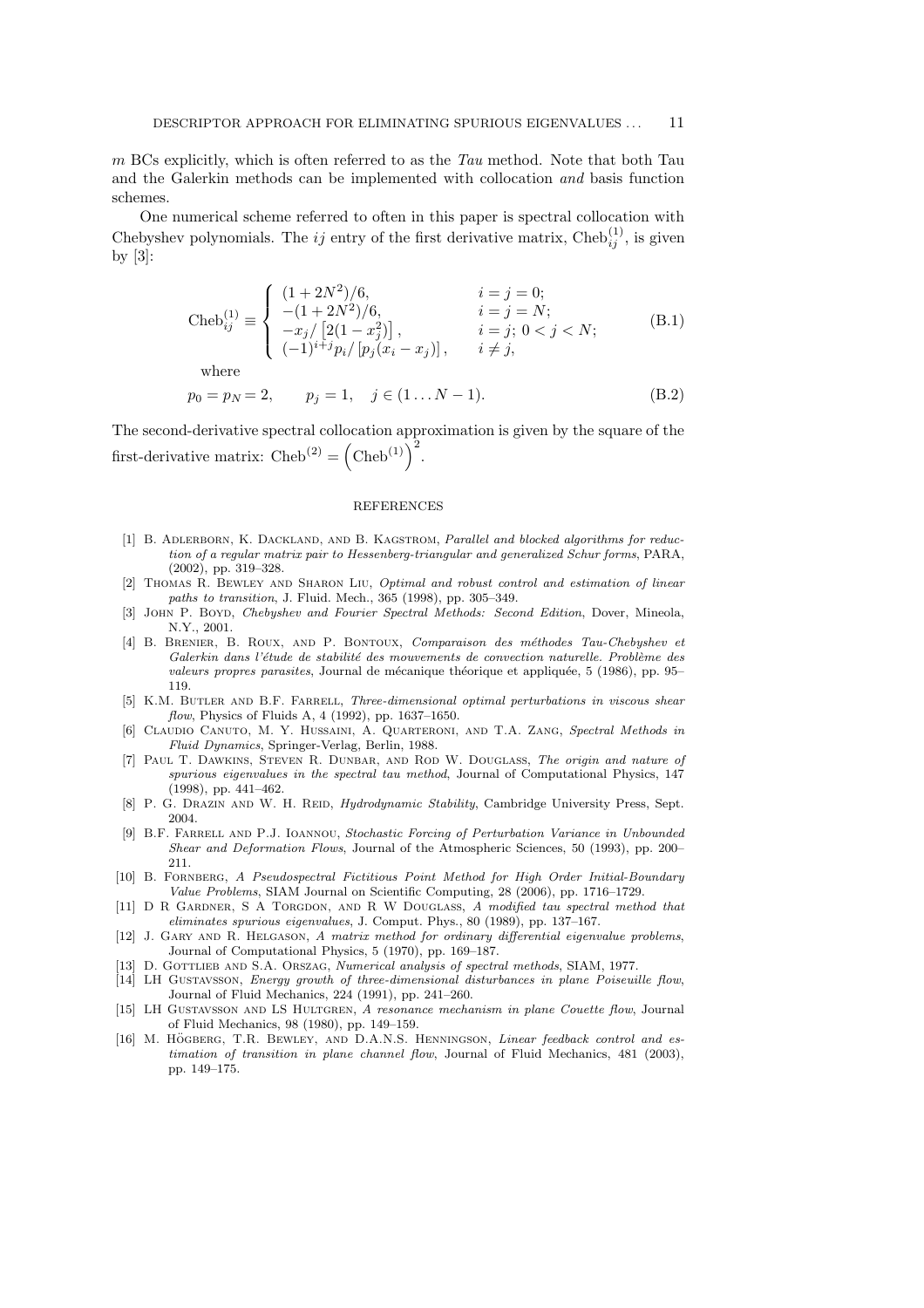$m$ BCs explicitly, which is often referred to as the *Tau* method. Note that both Tau and the Galerkin methods can be implemented with collocation *and* basis function schemes.

One numerical scheme referred to often in this paper is spectral collocation with Chebyshev polynomials. The $ij$ entry of the first derivative matrix, $\text{Cheb}^{(1)}_{ij}$, is given by [3]:

$$\text{Cheb}^{(1)}_{ij} \equiv \begin{cases} (1+2N^2)/6, & i=j=0; \\ -(1+2N^2)/6, & i=j=N; \\ -x_j/\left[2(1-x_j^2)\right], & i=j;\ 0<j<N; \\ (-1)^{i+j} p_i/\left[p_j(x_i-x_j)\right], & i \neq j, \end{cases} \tag{B.1}$$

where

$$p_0 = p_N = 2, \qquad p_j = 1, \quad j \in (1 \ldots N-1). \tag{B.2}$$

The second-derivative spectral collocation approximation is given by the square of the first-derivative matrix: $\text{Cheb}^{(2)} = \left(\text{Cheb}^{(1)}\right)^2$.

## REFERENCES

[1] B. Adlerborn, K. Dackland, and B. Kagstrom, *Parallel and blocked algorithms for reduction of a regular matrix pair to Hessenberg-triangular and generalized Schur forms*, PARA, (2002), pp. 319–328.

[2] Thomas R. Bewley and Sharon Liu, *Optimal and robust control and estimation of linear paths to transition*, J. Fluid. Mech., 365 (1998), pp. 305–349.

[3] John P. Boyd, *Chebyshev and Fourier Spectral Methods: Second Edition*, Dover, Mineola, N.Y., 2001.

[4] B. Brenier, B. Roux, and P. Bontoux, *Comparaison des méthodes Tau-Chebyshev et Galerkin dans l'étude de stabilité des mouvements de convection naturelle. Problème des valeurs propres parasites*, Journal de mécanique théorique et appliquée, 5 (1986), pp. 95–119.

[5] K.M. Butler and B.F. Farrell, *Three-dimensional optimal perturbations in viscous shear flow*, Physics of Fluids A, 4 (1992), pp. 1637–1650.

[6] Claudio Canuto, M. Y. Hussaini, A. Quarteroni, and T.A. Zang, *Spectral Methods in Fluid Dynamics*, Springer-Verlag, Berlin, 1988.

[7] Paul T. Dawkins, Steven R. Dunbar, and Rod W. Douglass, *The origin and nature of spurious eigenvalues in the spectral tau method*, Journal of Computational Physics, 147 (1998), pp. 441–462.

[8] P. G. Drazin and W. H. Reid, *Hydrodynamic Stability*, Cambridge University Press, Sept. 2004.

[9] B.F. Farrell and P.J. Ioannou, *Stochastic Forcing of Perturbation Variance in Unbounded Shear and Deformation Flows*, Journal of the Atmospheric Sciences, 50 (1993), pp. 200–211.

[10] B. Fornberg, *A Pseudospectral Fictitious Point Method for High Order Initial-Boundary Value Problems*, SIAM Journal on Scientific Computing, 28 (2006), pp. 1716–1729.

[11] D R Gardner, S A Torgdon, and R W Douglass, *A modified tau spectral method that eliminates spurious eigenvalues*, J. Comput. Phys., 80 (1989), pp. 137–167.

[12] J. Gary and R. Helgason, *A matrix method for ordinary differential eigenvalue problems*, Journal of Computational Physics, 5 (1970), pp. 169–187.

[13] D. Gottlieb and S.A. Orszag, *Numerical analysis of spectral methods*, SIAM, 1977.

[14] LH Gustavsson, *Energy growth of three-dimensional disturbances in plane Poiseuille flow*, Journal of Fluid Mechanics, 224 (1991), pp. 241–260.

[15] LH Gustavsson and LS Hultgren, *A resonance mechanism in plane Couette flow*, Journal of Fluid Mechanics, 98 (1980), pp. 149–159.

[16] M. Högberg, T.R. Bewley, and D.A.N.S. Henningson, *Linear feedback control and estimation of transition in plane channel flow*, Journal of Fluid Mechanics, 481 (2003), pp. 149–175.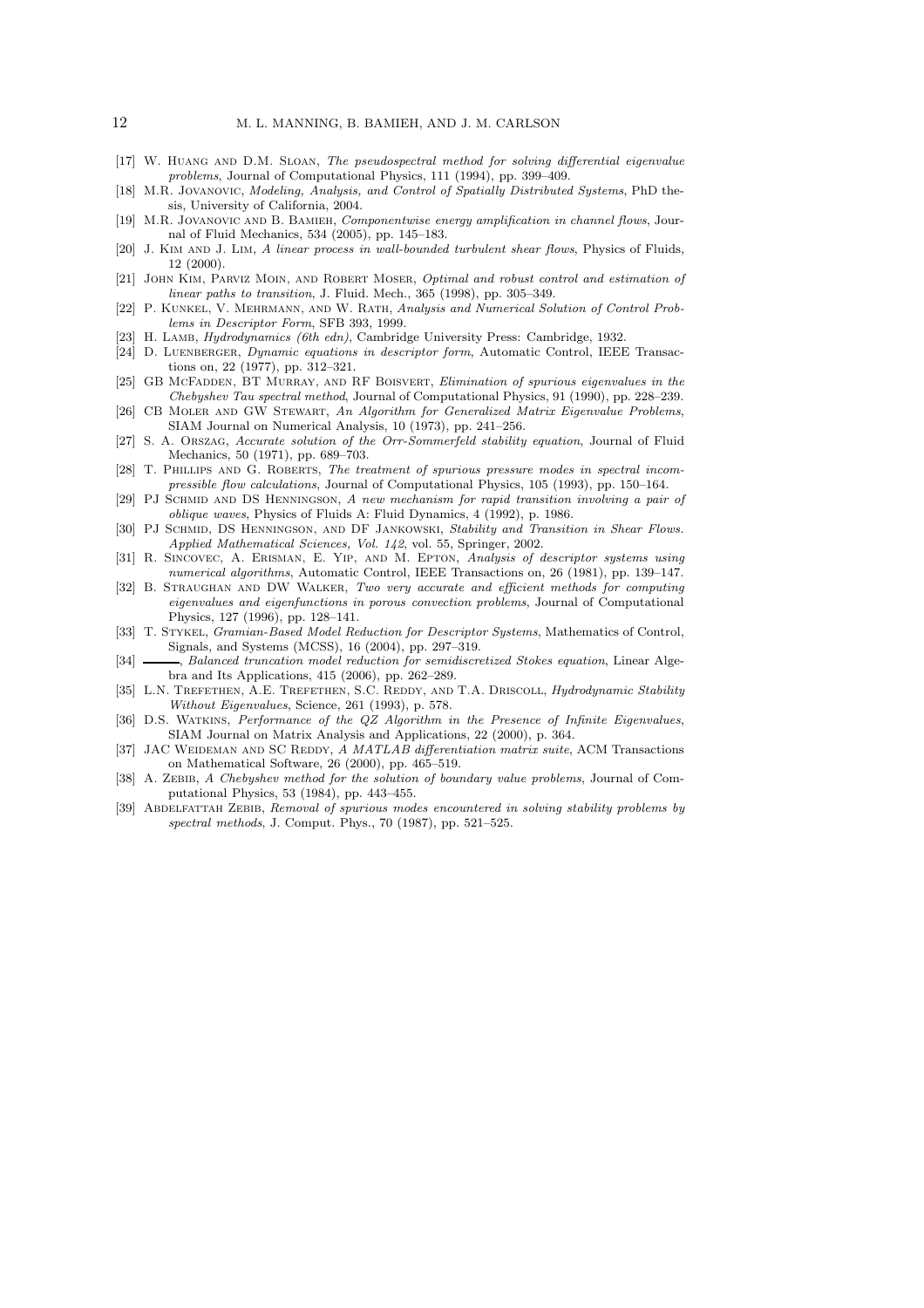[17] W. Huang and D.M. Sloan, *The pseudospectral method for solving differential eigenvalue problems*, Journal of Computational Physics, 111 (1994), pp. 399–409.

[18] M.R. Jovanovic, *Modeling, Analysis, and Control of Spatially Distributed Systems*, PhD thesis, University of California, 2004.

[19] M.R. Jovanovic and B. Bamieh, *Componentwise energy amplification in channel flows*, Journal of Fluid Mechanics, 534 (2005), pp. 145–183.

[20] J. Kim and J. Lim, *A linear process in wall-bounded turbulent shear flows*, Physics of Fluids, 12 (2000).

[21] John Kim, Parviz Moin, and Robert Moser, *Optimal and robust control and estimation of linear paths to transition*, J. Fluid. Mech., 365 (1998), pp. 305–349.

[22] P. Kunkel, V. Mehrmann, and W. Rath, *Analysis and Numerical Solution of Control Problems in Descriptor Form*, SFB 393, 1999.

[23] H. Lamb, *Hydrodynamics (6th edn)*, Cambridge University Press: Cambridge, 1932.

[24] D. Luenberger, *Dynamic equations in descriptor form*, Automatic Control, IEEE Transactions on, 22 (1977), pp. 312–321.

[25] GB McFadden, BT Murray, and RF Boisvert, *Elimination of spurious eigenvalues in the Chebyshev Tau spectral method*, Journal of Computational Physics, 91 (1990), pp. 228–239.

[26] CB Moler and GW Stewart, *An Algorithm for Generalized Matrix Eigenvalue Problems*, SIAM Journal on Numerical Analysis, 10 (1973), pp. 241–256.

[27] S. A. Orszag, *Accurate solution of the Orr-Sommerfeld stability equation*, Journal of Fluid Mechanics, 50 (1971), pp. 689–703.

[28] T. Phillips and G. Roberts, *The treatment of spurious pressure modes in spectral incompressible flow calculations*, Journal of Computational Physics, 105 (1993), pp. 150–164.

[29] PJ Schmid and DS Henningson, *A new mechanism for rapid transition involving a pair of oblique waves*, Physics of Fluids A: Fluid Dynamics, 4 (1992), p. 1986.

[30] PJ Schmid, DS Henningson, and DF Jankowski, *Stability and Transition in Shear Flows. Applied Mathematical Sciences, Vol. 142*, vol. 55, Springer, 2002.

[31] R. Sincovec, A. Erisman, E. Yip, and M. Epton, *Analysis of descriptor systems using numerical algorithms*, Automatic Control, IEEE Transactions on, 26 (1981), pp. 139–147.

[32] B. Straughan and DW Walker, *Two very accurate and efficient methods for computing eigenvalues and eigenfunctions in porous convection problems*, Journal of Computational Physics, 127 (1996), pp. 128–141.

[33] T. Stykel, *Gramian-Based Model Reduction for Descriptor Systems*, Mathematics of Control, Signals, and Systems (MCSS), 16 (2004), pp. 297–319.

[34] ———, *Balanced truncation model reduction for semidiscretized Stokes equation*, Linear Algebra and Its Applications, 415 (2006), pp. 262–289.

[35] L.N. Trefethen, A.E. Trefethen, S.C. Reddy, and T.A. Driscoll, *Hydrodynamic Stability Without Eigenvalues*, Science, 261 (1993), p. 578.

[36] D.S. Watkins, *Performance of the QZ Algorithm in the Presence of Infinite Eigenvalues*, SIAM Journal on Matrix Analysis and Applications, 22 (2000), p. 364.

[37] JAC Weideman and SC Reddy, *A MATLAB differentiation matrix suite*, ACM Transactions on Mathematical Software, 26 (2000), pp. 465–519.

[38] A. Zebib, *A Chebyshev method for the solution of boundary value problems*, Journal of Computational Physics, 53 (1984), pp. 443–455.

[39] Abdelfattah Zebib, *Removal of spurious modes encountered in solving stability problems by spectral methods*, J. Comput. Phys., 70 (1987), pp. 521–525.